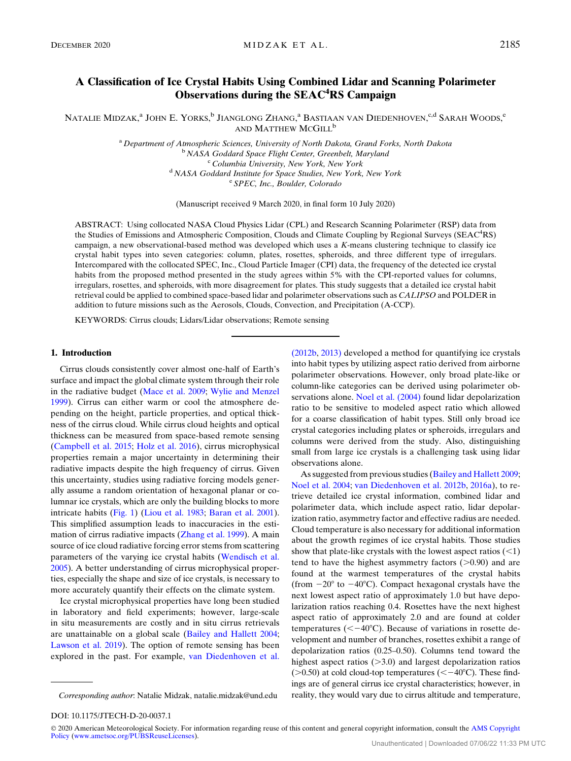# A Classification of Ice Crystal Habits Using Combined Lidar and Scanning Polarimeter Observations during the SEAC$^4$RS Campaign

Natalie Midzak,[a] John E. Yorks,[b] Jianglong Zhang,[a] Bastiaan van Diedenhoven,[c,d] Sarah Woods,[e] and Matthew McGill[b]

[a] *Department of Atmospheric Sciences, University of North Dakota, Grand Forks, North Dakota*
[b] *NASA Goddard Space Flight Center, Greenbelt, Maryland*
[c] *Columbia University, New York, New York*
[d] *NASA Goddard Institute for Space Studies, New York, New York*
[e] *SPEC, Inc., Boulder, Colorado*

(Manuscript received 9 March 2020, in final form 10 July 2020)

ABSTRACT: Using collocated NASA Cloud Physics Lidar (CPL) and Research Scanning Polarimeter (RSP) data from the Studies of Emissions and Atmospheric Composition, Clouds and Climate Coupling by Regional Surveys (SEAC$^4$RS) campaign, a new observational-based method was developed which uses a *K*-means clustering technique to classify ice crystal habit types into seven categories: column, plates, rosettes, spheroids, and three different type of irregulars. Intercompared with the collocated SPEC, Inc., Cloud Particle Imager (CPI) data, the frequency of the detected ice crystal habits from the proposed method presented in the study agrees within 5% with the CPI-reported values for columns, irregulars, rosettes, and spheroids, with more disagreement for plates. This study suggests that a detailed ice crystal habit retrieval could be applied to combined space-based lidar and polarimeter observations such as *CALIPSO* and POLDER in addition to future missions such as the Aerosols, Clouds, Convection, and Precipitation (A-CCP).

KEYWORDS: Cirrus clouds; Lidars/Lidar observations; Remote sensing

## 1. Introduction

Cirrus clouds consistently cover almost one-half of Earth's surface and impact the global climate system through their role in the radiative budget (Mace et al. 2009; Wylie and Menzel 1999). Cirrus can either warm or cool the atmosphere depending on the height, particle properties, and optical thickness of the cirrus cloud. While cirrus cloud heights and optical thickness can be measured from space-based remote sensing (Campbell et al. 2015; Holz et al. 2016), cirrus microphysical properties remain a major uncertainty in determining their radiative impacts despite the high frequency of cirrus. Given this uncertainty, studies using radiative forcing models generally assume a random orientation of hexagonal planar or columnar ice crystals, which are only the building blocks to more intricate habits (Fig. 1) (Liou et al. 1983; Baran et al. 2001). This simplified assumption leads to inaccuracies in the estimation of cirrus radiative impacts (Zhang et al. 1999). A main source of ice cloud radiative forcing error stems from scattering parameters of the varying ice crystal habits (Wendisch et al. 2005). A better understanding of cirrus microphysical properties, especially the shape and size of ice crystals, is necessary to more accurately quantify their effects on the climate system.

Ice crystal microphysical properties have long been studied in laboratory and field experiments; however, large-scale in situ measurements are costly and in situ cirrus retrievals are unattainable on a global scale (Bailey and Hallett 2004; Lawson et al. 2019). The option of remote sensing has been explored in the past. For example, van Diedenhoven et al. (2012b, 2013) developed a method for quantifying ice crystals into habit types by utilizing aspect ratio derived from airborne polarimeter observations. However, only broad plate-like or column-like categories can be derived using polarimeter observations alone. Noel et al. (2004) found lidar depolarization ratio to be sensitive to modeled aspect ratio which allowed for a coarse classification of habit types. Still only broad ice crystal categories including plates or spheroids, irregulars and columns were derived from the study. Also, distinguishing small from large ice crystals is a challenging task using lidar observations alone.

As suggested from previous studies (Bailey and Hallett 2009; Noel et al. 2004; van Diedenhoven et al. 2012b, 2016a), to retrieve detailed ice crystal information, combined lidar and polarimeter data, which include aspect ratio, lidar depolarization ratio, asymmetry factor and effective radius are needed. Cloud temperature is also necessary for additional information about the growth regimes of ice crystal habits. Those studies show that plate-like crystals with the lowest aspect ratios ($<1$) tend to have the highest asymmetry factors ($>0.90$) and are found at the warmest temperatures of the crystal habits (from $-20°$ to $-40°$C). Compact hexagonal crystals have the next lowest aspect ratio of approximately 1.0 but have depolarization ratios reaching 0.4. Rosettes have the next highest aspect ratio of approximately 2.0 and are found at colder temperatures ($<-40°$C). Because of variations in rosette development and number of branches, rosettes exhibit a range of depolarization ratios (0.25–0.50). Columns tend toward the highest aspect ratios ($>3.0$) and largest depolarization ratios ($>0.50$) at cold cloud-top temperatures ($<-40°$C). These findings are of general cirrus ice crystal characteristics; however, in reality, they would vary due to cirrus altitude and temperature,

*Corresponding author*: Natalie Midzak, natalie.midzak@und.edu

DOI: 10.1175/JTECH-D-20-0037.1

© 2020 American Meteorological Society. For information regarding reuse of this content and general copyright information, consult the AMS Copyright Policy (www.ametsoc.org/PUBSReuseLicenses).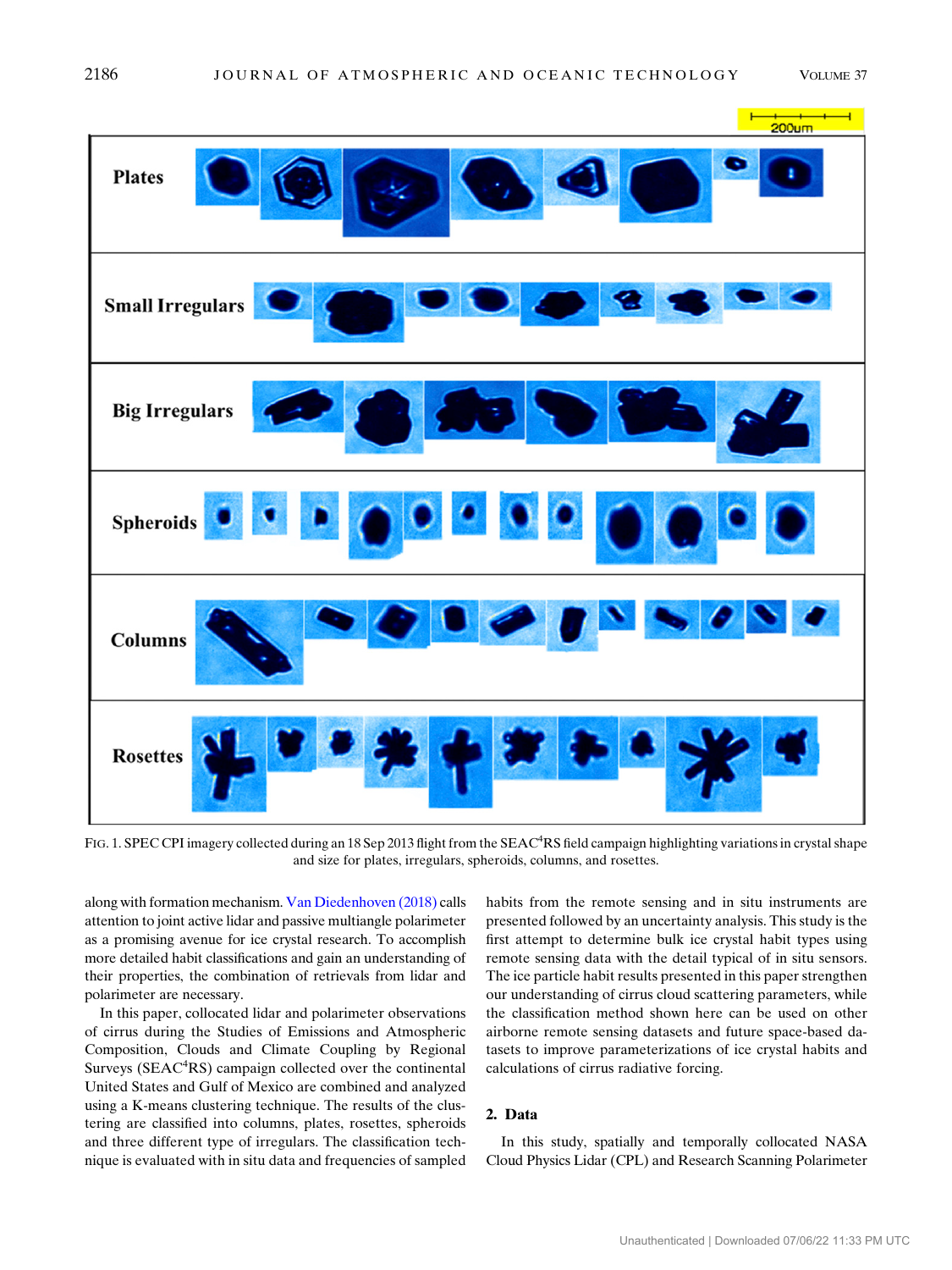FIG. 1. SPEC CPI imagery collected during an 18 Sep 2013 flight from the SEAC$^4$RS field campaign highlighting variations in crystal shape and size for plates, irregulars, spheroids, columns, and rosettes.

along with formation mechanism. Van Diedenhoven (2018) calls attention to joint active lidar and passive multiangle polarimeter as a promising avenue for ice crystal research. To accomplish more detailed habit classifications and gain an understanding of their properties, the combination of retrievals from lidar and polarimeter are necessary.

In this paper, collocated lidar and polarimeter observations of cirrus during the Studies of Emissions and Atmospheric Composition, Clouds and Climate Coupling by Regional Surveys (SEAC$^4$RS) campaign collected over the continental United States and Gulf of Mexico are combined and analyzed using a K-means clustering technique. The results of the clustering are classified into columns, plates, rosettes, spheroids and three different type of irregulars. The classification technique is evaluated with in situ data and frequencies of sampled habits from the remote sensing and in situ instruments are presented followed by an uncertainty analysis. This study is the first attempt to determine bulk ice crystal habit types using remote sensing data with the detail typical of in situ sensors. The ice particle habit results presented in this paper strengthen our understanding of cirrus cloud scattering parameters, while the classification method shown here can be used on other airborne remote sensing datasets and future space-based datasets to improve parameterizations of ice crystal habits and calculations of cirrus radiative forcing.

## 2. Data

In this study, spatially and temporally collocated NASA Cloud Physics Lidar (CPL) and Research Scanning Polarimeter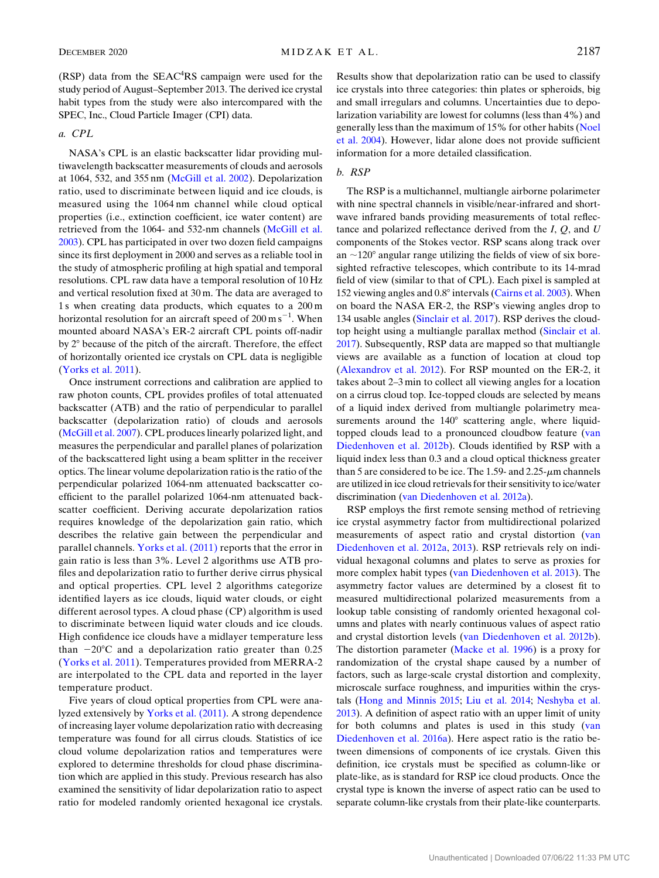(RSP) data from the SEAC$^4$RS campaign were used for the study period of August–September 2013. The derived ice crystal habit types from the study were also intercompared with the SPEC, Inc., Cloud Particle Imager (CPI) data.

### *a. CPL*

NASA's CPL is an elastic backscatter lidar providing multiwavelength backscatter measurements of clouds and aerosols at 1064, 532, and 355 nm (McGill et al. 2002). Depolarization ratio, used to discriminate between liquid and ice clouds, is measured using the 1064 nm channel while cloud optical properties (i.e., extinction coefficient, ice water content) are retrieved from the 1064- and 532-nm channels (McGill et al. 2003). CPL has participated in over two dozen field campaigns since its first deployment in 2000 and serves as a reliable tool in the study of atmospheric profiling at high spatial and temporal resolutions. CPL raw data have a temporal resolution of 10 Hz and vertical resolution fixed at 30 m. The data are averaged to 1 s when creating data products, which equates to a 200 m horizontal resolution for an aircraft speed of 200 m s$^{-1}$. When mounted aboard NASA's ER-2 aircraft CPL points off-nadir by 2° because of the pitch of the aircraft. Therefore, the effect of horizontally oriented ice crystals on CPL data is negligible (Yorks et al. 2011).

Once instrument corrections and calibration are applied to raw photon counts, CPL provides profiles of total attenuated backscatter (ATB) and the ratio of perpendicular to parallel backscatter (depolarization ratio) of clouds and aerosols (McGill et al. 2007). CPL produces linearly polarized light, and measures the perpendicular and parallel planes of polarization of the backscattered light using a beam splitter in the receiver optics. The linear volume depolarization ratio is the ratio of the perpendicular polarized 1064-nm attenuated backscatter coefficient to the parallel polarized 1064-nm attenuated backscatter coefficient. Deriving accurate depolarization ratios requires knowledge of the depolarization gain ratio, which describes the relative gain between the perpendicular and parallel channels. Yorks et al. (2011) reports that the error in gain ratio is less than 3%. Level 2 algorithms use ATB profiles and depolarization ratio to further derive cirrus physical and optical properties. CPL level 2 algorithms categorize identified layers as ice clouds, liquid water clouds, or eight different aerosol types. A cloud phase (CP) algorithm is used to discriminate between liquid water clouds and ice clouds. High confidence ice clouds have a midlayer temperature less than −20°C and a depolarization ratio greater than 0.25 (Yorks et al. 2011). Temperatures provided from MERRA-2 are interpolated to the CPL data and reported in the layer temperature product.

Five years of cloud optical properties from CPL were analyzed extensively by Yorks et al. (2011). A strong dependence of increasing layer volume depolarization ratio with decreasing temperature was found for all cirrus clouds. Statistics of ice cloud volume depolarization ratios and temperatures were explored to determine thresholds for cloud phase discrimination which are applied in this study. Previous research has also examined the sensitivity of lidar depolarization ratio to aspect ratio for modeled randomly oriented hexagonal ice crystals. Results show that depolarization ratio can be used to classify ice crystals into three categories: thin plates or spheroids, big and small irregulars and columns. Uncertainties due to depolarization variability are lowest for columns (less than 4%) and generally less than the maximum of 15% for other habits (Noel et al. 2004). However, lidar alone does not provide sufficient information for a more detailed classification.

### *b. RSP*

The RSP is a multichannel, multiangle airborne polarimeter with nine spectral channels in visible/near-infrared and shortwave infrared bands providing measurements of total reflectance and polarized reflectance derived from the $I$, $Q$, and $U$ components of the Stokes vector. RSP scans along track over an ~120° angular range utilizing the fields of view of six boresighted refractive telescopes, which contribute to its 14-mrad field of view (similar to that of CPL). Each pixel is sampled at 152 viewing angles and 0.8° intervals (Cairns et al. 2003). When on board the NASA ER-2, the RSP's viewing angles drop to 134 usable angles (Sinclair et al. 2017). RSP derives the cloud-top height using a multiangle parallax method (Sinclair et al. 2017). Subsequently, RSP data are mapped so that multiangle views are available as a function of location at cloud top (Alexandrov et al. 2012). For RSP mounted on the ER-2, it takes about 2–3 min to collect all viewing angles for a location on a cirrus cloud top. Ice-topped clouds are selected by means of a liquid index derived from multiangle polarimetry measurements around the 140° scattering angle, where liquid-topped clouds lead to a pronounced cloudbow feature (van Diedenhoven et al. 2012b). Clouds identified by RSP with a liquid index less than 0.3 and a cloud optical thickness greater than 5 are considered to be ice. The 1.59- and 2.25-$\mu$m channels are utilized in ice cloud retrievals for their sensitivity to ice/water discrimination (van Diedenhoven et al. 2012a).

RSP employs the first remote sensing method of retrieving ice crystal asymmetry factor from multidirectional polarized measurements of aspect ratio and crystal distortion (van Diedenhoven et al. 2012a, 2013). RSP retrievals rely on individual hexagonal columns and plates to serve as proxies for more complex habit types (van Diedenhoven et al. 2013). The asymmetry factor values are determined by a closest fit to measured multidirectional polarized measurements from a lookup table consisting of randomly oriented hexagonal columns and plates with nearly continuous values of aspect ratio and crystal distortion levels (van Diedenhoven et al. 2012b). The distortion parameter (Macke et al. 1996) is a proxy for randomization of the crystal shape caused by a number of factors, such as large-scale crystal distortion and complexity, microscale surface roughness, and impurities within the crystals (Hong and Minnis 2015; Liu et al. 2014; Neshyba et al. 2013). A definition of aspect ratio with an upper limit of unity for both columns and plates is used in this study (van Diedenhoven et al. 2016a). Here aspect ratio is the ratio between dimensions of components of ice crystals. Given this definition, ice crystals must be specified as column-like or plate-like, as is standard for RSP ice cloud products. Once the crystal type is known the inverse of aspect ratio can be used to separate column-like crystals from their plate-like counterparts.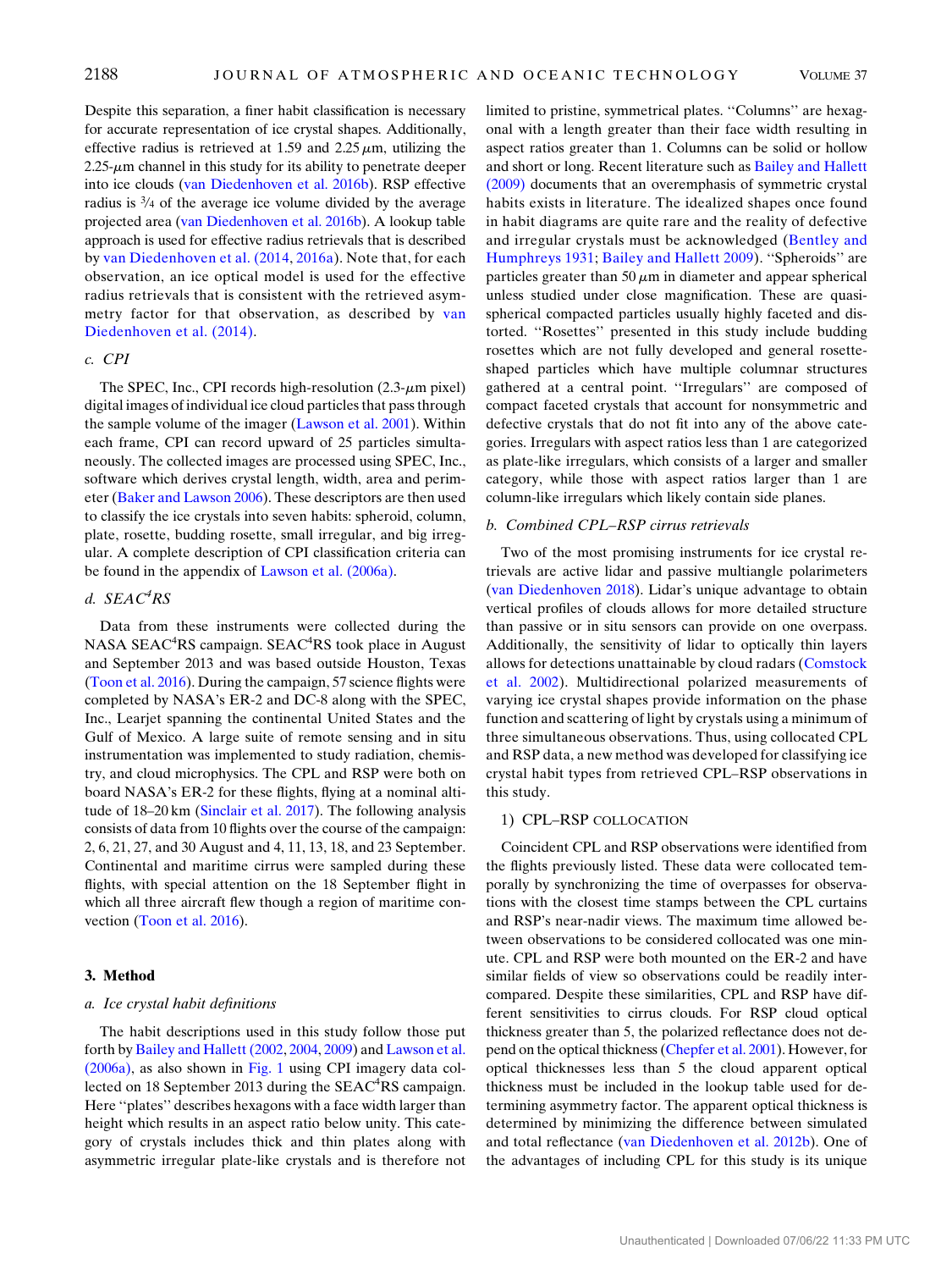Despite this separation, a finer habit classification is necessary for accurate representation of ice crystal shapes. Additionally, effective radius is retrieved at 1.59 and 2.25 $\mu$m, utilizing the 2.25-$\mu$m channel in this study for its ability to penetrate deeper into ice clouds (van Diedenhoven et al. 2016b). RSP effective radius is ¾ of the average ice volume divided by the average projected area (van Diedenhoven et al. 2016b). A lookup table approach is used for effective radius retrievals that is described by van Diedenhoven et al. (2014, 2016a). Note that, for each observation, an ice optical model is used for the effective radius retrievals that is consistent with the retrieved asymmetry factor for that observation, as described by van Diedenhoven et al. (2014).

### c. CPI

The SPEC, Inc., CPI records high-resolution (2.3-$\mu$m pixel) digital images of individual ice cloud particles that pass through the sample volume of the imager (Lawson et al. 2001). Within each frame, CPI can record upward of 25 particles simultaneously. The collected images are processed using SPEC, Inc., software which derives crystal length, width, area and perimeter (Baker and Lawson 2006). These descriptors are then used to classify the ice crystals into seven habits: spheroid, column, plate, rosette, budding rosette, small irregular, and big irregular. A complete description of CPI classification criteria can be found in the appendix of Lawson et al. (2006a).

### d. SEAC$^4$RS

Data from these instruments were collected during the NASA SEAC$^4$RS campaign. SEAC$^4$RS took place in August and September 2013 and was based outside Houston, Texas (Toon et al. 2016). During the campaign, 57 science flights were completed by NASA's ER-2 and DC-8 along with the SPEC, Inc., Learjet spanning the continental United States and the Gulf of Mexico. A large suite of remote sensing and in situ instrumentation was implemented to study radiation, chemistry, and cloud microphysics. The CPL and RSP were both on board NASA's ER-2 for these flights, flying at a nominal altitude of 18–20 km (Sinclair et al. 2017). The following analysis consists of data from 10 flights over the course of the campaign: 2, 6, 21, 27, and 30 August and 4, 11, 13, 18, and 23 September. Continental and maritime cirrus were sampled during these flights, with special attention on the 18 September flight in which all three aircraft flew though a region of maritime convection (Toon et al. 2016).

## 3. Method

### a. Ice crystal habit definitions

The habit descriptions used in this study follow those put forth by Bailey and Hallett (2002, 2004, 2009) and Lawson et al. (2006a), as also shown in Fig. 1 using CPI imagery data collected on 18 September 2013 during the SEAC$^4$RS campaign. Here "plates" describes hexagons with a face width larger than height which results in an aspect ratio below unity. This category of crystals includes thick and thin plates along with asymmetric irregular plate-like crystals and is therefore not limited to pristine, symmetrical plates. "Columns" are hexagonal with a length greater than their face width resulting in aspect ratios greater than 1. Columns can be solid or hollow and short or long. Recent literature such as Bailey and Hallett (2009) documents that an overemphasis of symmetric crystal habits exists in literature. The idealized shapes once found in habit diagrams are quite rare and the reality of defective and irregular crystals must be acknowledged (Bentley and Humphreys 1931; Bailey and Hallett 2009). "Spheroids" are particles greater than 50 $\mu$m in diameter and appear spherical unless studied under close magnification. These are quasi-spherical compacted particles usually highly faceted and distorted. "Rosettes" presented in this study include budding rosettes which are not fully developed and general rosette-shaped particles which have multiple columnar structures gathered at a central point. "Irregulars" are composed of compact faceted crystals that account for nonsymmetric and defective crystals that do not fit into any of the above categories. Irregulars with aspect ratios less than 1 are categorized as plate-like irregulars, which consists of a larger and smaller category, while those with aspect ratios larger than 1 are column-like irregulars which likely contain side planes.

### b. Combined CPL–RSP cirrus retrievals

Two of the most promising instruments for ice crystal retrievals are active lidar and passive multiangle polarimeters (van Diedenhoven 2018). Lidar's unique advantage to obtain vertical profiles of clouds allows for more detailed structure than passive or in situ sensors can provide on one overpass. Additionally, the sensitivity of lidar to optically thin layers allows for detections unattainable by cloud radars (Comstock et al. 2002). Multidirectional polarized measurements of varying ice crystal shapes provide information on the phase function and scattering of light by crystals using a minimum of three simultaneous observations. Thus, using collocated CPL and RSP data, a new method was developed for classifying ice crystal habit types from retrieved CPL–RSP observations in this study.

#### 1) CPL–RSP collocation

Coincident CPL and RSP observations were identified from the flights previously listed. These data were collocated temporally by synchronizing the time of overpasses for observations with the closest time stamps between the CPL curtains and RSP's near-nadir views. The maximum time allowed between observations to be considered collocated was one minute. CPL and RSP were both mounted on the ER-2 and have similar fields of view so observations could be readily intercompared. Despite these similarities, CPL and RSP have different sensitivities to cirrus clouds. For RSP cloud optical thickness greater than 5, the polarized reflectance does not depend on the optical thickness (Chepfer et al. 2001). However, for optical thicknesses less than 5 the cloud apparent optical thickness must be included in the lookup table used for determining asymmetry factor. The apparent optical thickness is determined by minimizing the difference between simulated and total reflectance (van Diedenhoven et al. 2012b). One of the advantages of including CPL for this study is its unique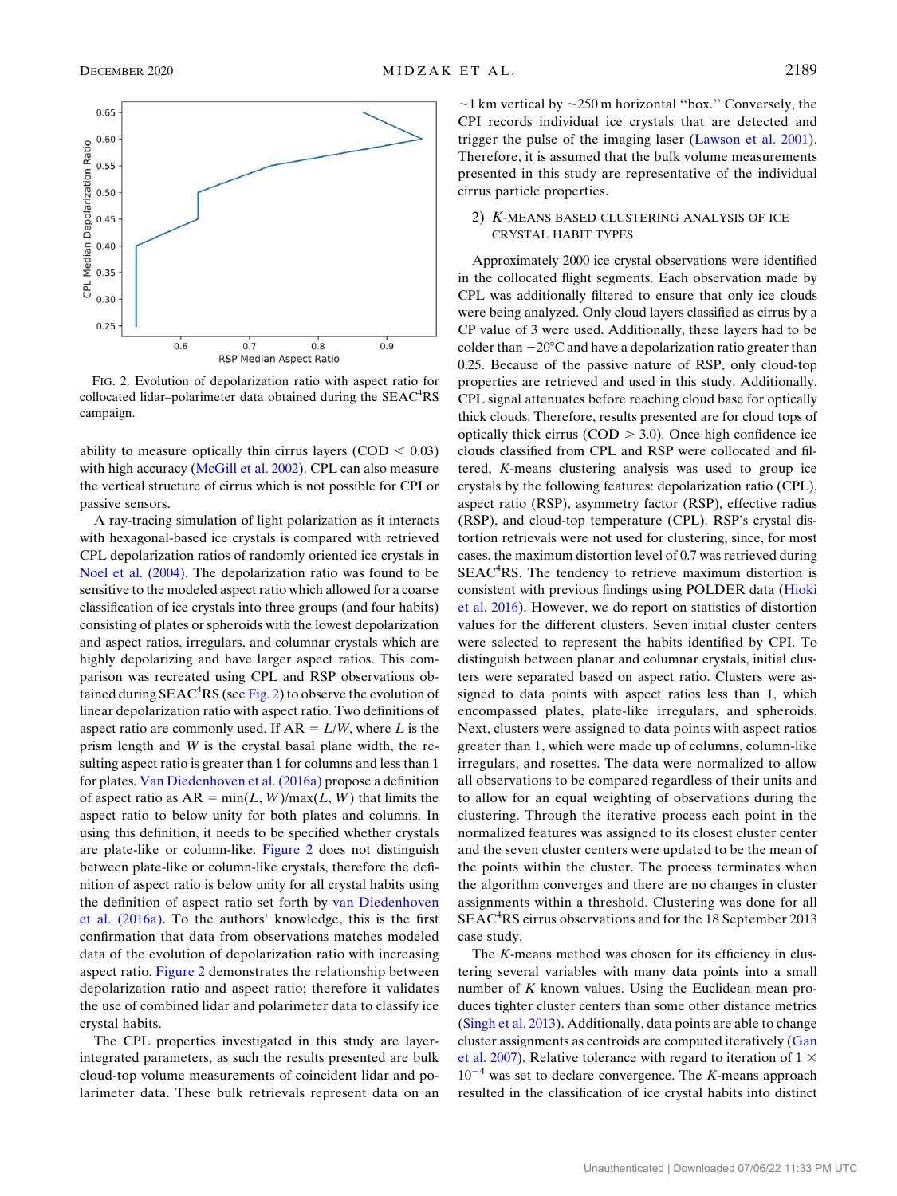0.65
0.60
0.55
0.50
0.45
0.40
0.35
0.30
0.25
CPL Median Depolarization Ratio
0.6
0.7
0.8
0.9
RSP Median Aspect Ratio

FIG. 2. Evolution of depolarization ratio with aspect ratio for collocated lidar–polarimeter data obtained during the SEAC$^4$RS campaign.

ability to measure optically thin cirrus layers (COD < 0.03) with high accuracy (McGill et al. 2002). CPL can also measure the vertical structure of cirrus which is not possible for CPI or passive sensors.

A ray-tracing simulation of light polarization as it interacts with hexagonal-based ice crystals is compared with retrieved CPL depolarization ratios of randomly oriented ice crystals in Noel et al. (2004). The depolarization ratio was found to be sensitive to the modeled aspect ratio which allowed for a coarse classification of ice crystals into three groups (and four habits) consisting of plates or spheroids with the lowest depolarization and aspect ratios, irregulars, and columnar crystals which are highly depolarizing and have larger aspect ratios. This comparison was recreated using CPL and RSP observations obtained during SEAC$^4$RS (see Fig. 2) to observe the evolution of linear depolarization ratio with aspect ratio. Two definitions of aspect ratio are commonly used. If AR = $L/W$, where $L$ is the prism length and $W$ is the crystal basal plane width, the resulting aspect ratio is greater than 1 for columns and less than 1 for plates. Van Diedenhoven et al. (2016a) propose a definition of aspect ratio as AR = min($L$, $W$)/max($L$, $W$) that limits the aspect ratio to below unity for both plates and columns. In using this definition, it needs to be specified whether crystals are plate-like or column-like. Figure 2 does not distinguish between plate-like or column-like crystals, therefore the definition of aspect ratio is below unity for all crystal habits using the definition of aspect ratio set forth by van Diedenhoven et al. (2016a). To the authors' knowledge, this is the first confirmation that data from observations matches modeled data of the evolution of depolarization ratio with increasing aspect ratio. Figure 2 demonstrates the relationship between depolarization ratio and aspect ratio; therefore it validates the use of combined lidar and polarimeter data to classify ice crystal habits.

The CPL properties investigated in this study are layer-integrated parameters, as such the results presented are bulk cloud-top volume measurements of coincident lidar and polarimeter data. These bulk retrievals represent data on an ~1 km vertical by ~250 m horizontal "box." Conversely, the CPI records individual ice crystals that are detected and trigger the pulse of the imaging laser (Lawson et al. 2001). Therefore, it is assumed that the bulk volume measurements presented in this study are representative of the individual cirrus particle properties.

### 2) *K*-MEANS BASED CLUSTERING ANALYSIS OF ICE CRYSTAL HABIT TYPES

Approximately 2000 ice crystal observations were identified in the collocated flight segments. Each observation made by CPL was additionally filtered to ensure that only ice clouds were being analyzed. Only cloud layers classified as cirrus by a CP value of 3 were used. Additionally, these layers had to be colder than −20°C and have a depolarization ratio greater than 0.25. Because of the passive nature of RSP, only cloud-top properties are retrieved and used in this study. Additionally, CPL signal attenuates before reaching cloud base for optically thick clouds. Therefore, results presented are for cloud tops of optically thick cirrus (COD > 3.0). Once high confidence ice clouds classified from CPL and RSP were collocated and filtered, $K$-means clustering analysis was used to group ice crystals by the following features: depolarization ratio (CPL), aspect ratio (RSP), asymmetry factor (RSP), effective radius (RSP), and cloud-top temperature (CPL). RSP's crystal distortion retrievals were not used for clustering, since, for most cases, the maximum distortion level of 0.7 was retrieved during SEAC$^4$RS. The tendency to retrieve maximum distortion is consistent with previous findings using POLDER data (Hioki et al. 2016). However, we do report on statistics of distortion values for the different clusters. Seven initial cluster centers were selected to represent the habits identified by CPI. To distinguish between planar and columnar crystals, initial clusters were separated based on aspect ratio. Clusters were assigned to data points with aspect ratios less than 1, which encompassed plates, plate-like irregulars, and spheroids. Next, clusters were assigned to data points with aspect ratios greater than 1, which were made up of columns, column-like irregulars, and rosettes. The data were normalized to allow all observations to be compared regardless of their units and to allow for an equal weighting of observations during the clustering. Through the iterative process each point in the normalized features was assigned to its closest cluster center and the seven cluster centers were updated to be the mean of the points within the cluster. The process terminates when the algorithm converges and there are no changes in cluster assignments within a threshold. Clustering was done for all SEAC$^4$RS cirrus observations and for the 18 September 2013 case study.

The $K$-means method was chosen for its efficiency in clustering several variables with many data points into a small number of $K$ known values. Using the Euclidean mean produces tighter cluster centers than some other distance metrics (Singh et al. 2013). Additionally, data points are able to change cluster assignments as centroids are computed iteratively (Gan et al. 2007). Relative tolerance with regard to iteration of $1 \times 10^{-4}$ was set to declare convergence. The $K$-means approach resulted in the classification of ice crystal habits into distinct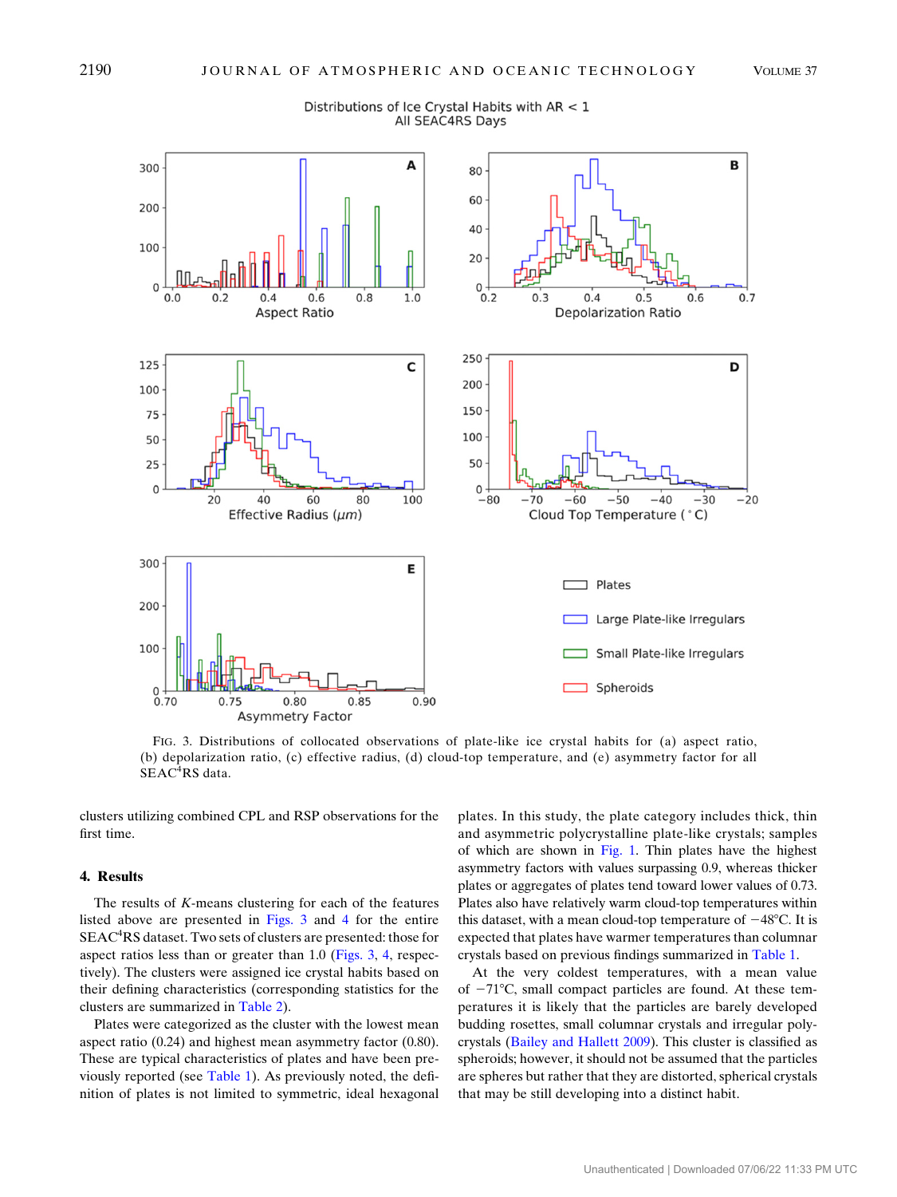Distributions of Ice Crystal Habits with AR < 1
All SEAC4RS Days

A
Aspect Ratio
0.0 0.2 0.4 0.6 0.8 1.0
0 100 200 300

B
Depolarization Ratio
0.2 0.3 0.4 0.5 0.6 0.7
0 20 40 60 80

C
Effective Radius (μm)
20 40 60 80 100
0 25 50 75 100 125

D
Cloud Top Temperature (°C)
−80 −70 −60 −50 −40 −30 −20
0 50 100 150 200 250

E
Asymmetry Factor
0.70 0.75 0.80 0.85 0.90
0 100 200 300

Plates
Large Plate-like Irregulars
Small Plate-like Irregulars
Spheroids

FIG. 3. Distributions of collocated observations of plate-like ice crystal habits for (a) aspect ratio, (b) depolarization ratio, (c) effective radius, (d) cloud-top temperature, and (e) asymmetry factor for all SEAC$^4$RS data.

clusters utilizing combined CPL and RSP observations for the first time.

## 4. Results

The results of $K$-means clustering for each of the features listed above are presented in Figs. 3 and 4 for the entire SEAC$^4$RS dataset. Two sets of clusters are presented: those for aspect ratios less than or greater than 1.0 (Figs. 3, 4, respectively). The clusters were assigned ice crystal habits based on their defining characteristics (corresponding statistics for the clusters are summarized in Table 2).

Plates were categorized as the cluster with the lowest mean aspect ratio (0.24) and highest mean asymmetry factor (0.80). These are typical characteristics of plates and have been previously reported (see Table 1). As previously noted, the definition of plates is not limited to symmetric, ideal hexagonal plates. In this study, the plate category includes thick, thin and asymmetric polycrystalline plate-like crystals; samples of which are shown in Fig. 1. Thin plates have the highest asymmetry factors with values surpassing 0.9, whereas thicker plates or aggregates of plates tend toward lower values of 0.73. Plates also have relatively warm cloud-top temperatures within this dataset, with a mean cloud-top temperature of −48°C. It is expected that plates have warmer temperatures than columnar crystals based on previous findings summarized in Table 1.

At the very coldest temperatures, with a mean value of −71°C, small compact particles are found. At these temperatures it is likely that the particles are barely developed budding rosettes, small columnar crystals and irregular polycrystals (Bailey and Hallett 2009). This cluster is classified as spheroids; however, it should not be assumed that the particles are spheres but rather that they are distorted, spherical crystals that may be still developing into a distinct habit.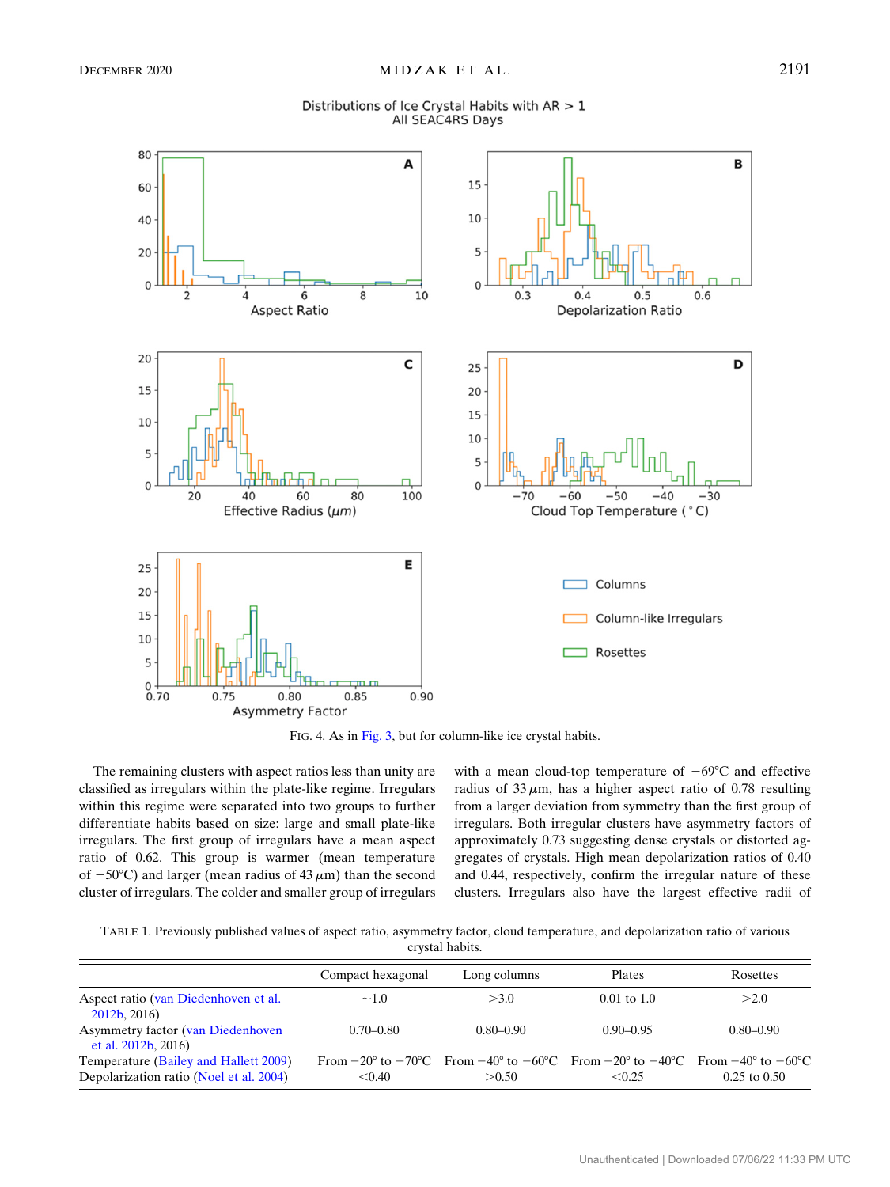Distributions of Ice Crystal Habits with AR > 1
All SEAC4RS Days

A
Aspect Ratio
0 20 40 60 80
2 4 6 8 10

B
Depolarization Ratio
0 5 10 15
0.3 0.4 0.5 0.6

C
Effective Radius (μm)
0 5 10 15 20
20 40 60 80 100

D
Cloud Top Temperature (°C)
0 5 10 15 20 25
−70 −60 −50 −40 −30

E
Asymmetry Factor
0 5 10 15 20 25
0.70 0.75 0.80 0.85 0.90

Columns
Column-like Irregulars
Rosettes

FIG. 4. As in Fig. 3, but for column-like ice crystal habits.

The remaining clusters with aspect ratios less than unity are classified as irregulars within the plate-like regime. Irregulars within this regime were separated into two groups to further differentiate habits based on size: large and small plate-like irregulars. The first group of irregulars have a mean aspect ratio of 0.62. This group is warmer (mean temperature of −50°C) and larger (mean radius of 43 μm) than the second cluster of irregulars. The colder and smaller group of irregulars with a mean cloud-top temperature of −69°C and effective radius of 33 μm, has a higher aspect ratio of 0.78 resulting from a larger deviation from symmetry than the first group of irregulars. Both irregular clusters have asymmetry factors of approximately 0.73 suggesting dense crystals or distorted aggregates of crystals. High mean depolarization ratios of 0.40 and 0.44, respectively, confirm the irregular nature of these clusters. Irregulars also have the largest effective radii of

TABLE 1. Previously published values of aspect ratio, asymmetry factor, cloud temperature, and depolarization ratio of various crystal habits.

| | Compact hexagonal | Long columns | Plates | Rosettes |
|---|---|---|---|---|
| Aspect ratio (van Diedenhoven et al. 2012b, 2016) | ~1.0 | >3.0 | 0.01 to 1.0 | >2.0 |
| Asymmetry factor (van Diedenhoven et al. 2012b, 2016) | 0.70–0.80 | 0.80–0.90 | 0.90–0.95 | 0.80–0.90 |
| Temperature (Bailey and Hallett 2009) | From −20° to −70°C | From −40° to −60°C | From −20° to −40°C | From −40° to −60°C |
| Depolarization ratio (Noel et al. 2004) | <0.40 | >0.50 | <0.25 | 0.25 to 0.50 |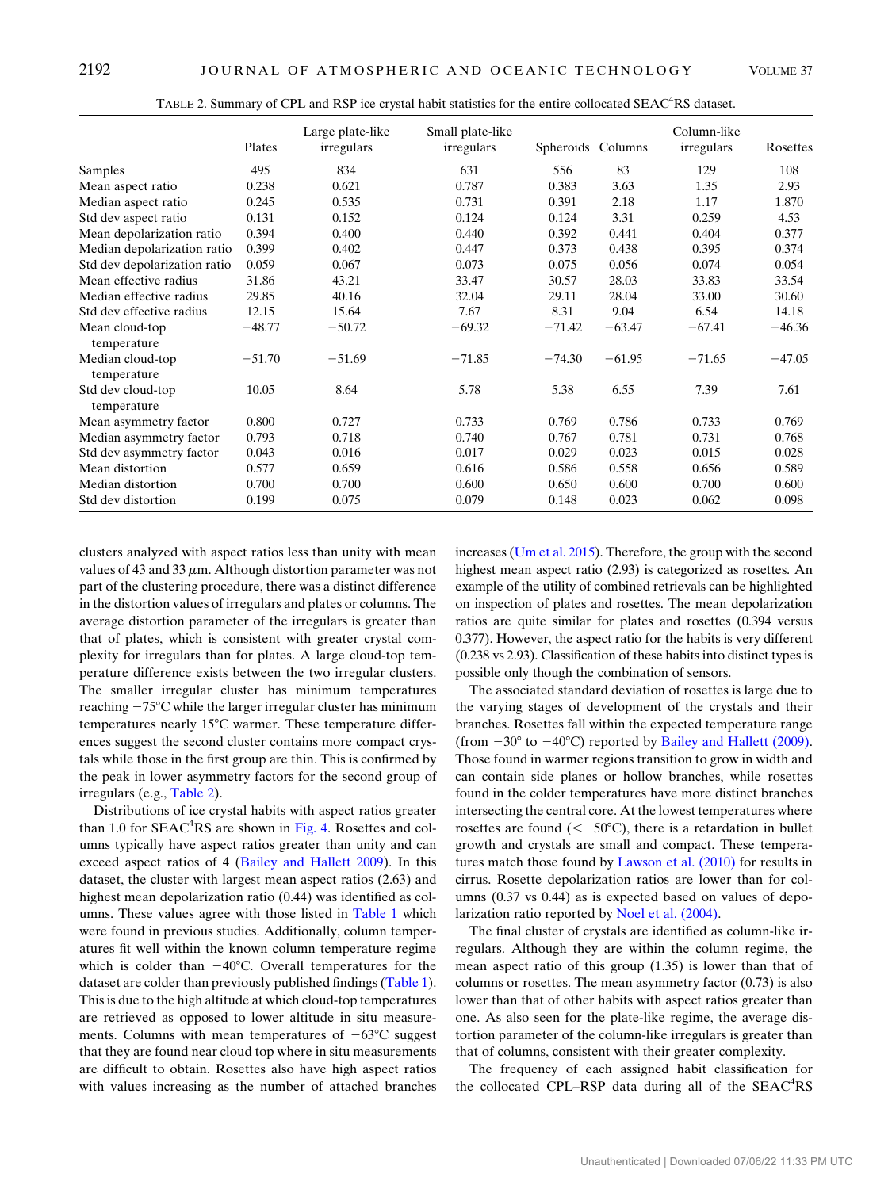TABLE 2. Summary of CPL and RSP ice crystal habit statistics for the entire collocated SEAC$^4$RS dataset.

| | Plates | Large plate-like irregulars | Small plate-like irregulars | Spheroids | Columns | Column-like irregulars | Rosettes |
|---|---|---|---|---|---|---|---|
| Samples | 495 | 834 | 631 | 556 | 83 | 129 | 108 |
| Mean aspect ratio | 0.238 | 0.621 | 0.787 | 0.383 | 3.63 | 1.35 | 2.93 |
| Median aspect ratio | 0.245 | 0.535 | 0.731 | 0.391 | 2.18 | 1.17 | 1.870 |
| Std dev aspect ratio | 0.131 | 0.152 | 0.124 | 0.124 | 3.31 | 0.259 | 4.53 |
| Mean depolarization ratio | 0.394 | 0.400 | 0.440 | 0.392 | 0.441 | 0.404 | 0.377 |
| Median depolarization ratio | 0.399 | 0.402 | 0.447 | 0.373 | 0.438 | 0.395 | 0.374 |
| Std dev depolarization ratio | 0.059 | 0.067 | 0.073 | 0.075 | 0.056 | 0.074 | 0.054 |
| Mean effective radius | 31.86 | 43.21 | 33.47 | 30.57 | 28.03 | 33.83 | 33.54 |
| Median effective radius | 29.85 | 40.16 | 32.04 | 29.11 | 28.04 | 33.00 | 30.60 |
| Std dev effective radius | 12.15 | 15.64 | 7.67 | 8.31 | 9.04 | 6.54 | 14.18 |
| Mean cloud-top temperature | −48.77 | −50.72 | −69.32 | −71.42 | −63.47 | −67.41 | −46.36 |
| Median cloud-top temperature | −51.70 | −51.69 | −71.85 | −74.30 | −61.95 | −71.65 | −47.05 |
| Std dev cloud-top temperature | 10.05 | 8.64 | 5.78 | 5.38 | 6.55 | 7.39 | 7.61 |
| Mean asymmetry factor | 0.800 | 0.727 | 0.733 | 0.769 | 0.786 | 0.733 | 0.769 |
| Median asymmetry factor | 0.793 | 0.718 | 0.740 | 0.767 | 0.781 | 0.731 | 0.768 |
| Std dev asymmetry factor | 0.043 | 0.016 | 0.017 | 0.029 | 0.023 | 0.015 | 0.028 |
| Mean distortion | 0.577 | 0.659 | 0.616 | 0.586 | 0.558 | 0.656 | 0.589 |
| Median distortion | 0.700 | 0.700 | 0.600 | 0.650 | 0.600 | 0.700 | 0.600 |
| Std dev distortion | 0.199 | 0.075 | 0.079 | 0.148 | 0.023 | 0.062 | 0.098 |

clusters analyzed with aspect ratios less than unity with mean values of 43 and 33 $\mu$m. Although distortion parameter was not part of the clustering procedure, there was a distinct difference in the distortion values of irregulars and plates or columns. The average distortion parameter of the irregulars is greater than that of plates, which is consistent with greater crystal complexity for irregulars than for plates. A large cloud-top temperature difference exists between the two irregular clusters. The smaller irregular cluster has minimum temperatures reaching −75°C while the larger irregular cluster has minimum temperatures nearly 15°C warmer. These temperature differences suggest the second cluster contains more compact crystals while those in the first group are thin. This is confirmed by the peak in lower asymmetry factors for the second group of irregulars (e.g., Table 2).

Distributions of ice crystal habits with aspect ratios greater than 1.0 for SEAC$^4$RS are shown in Fig. 4. Rosettes and columns typically have aspect ratios greater than unity and can exceed aspect ratios of 4 (Bailey and Hallett 2009). In this dataset, the cluster with largest mean aspect ratios (2.63) and highest mean depolarization ratio (0.44) was identified as columns. These values agree with those listed in Table 1 which were found in previous studies. Additionally, column temperatures fit well within the known column temperature regime which is colder than −40°C. Overall temperatures for the dataset are colder than previously published findings (Table 1). This is due to the high altitude at which cloud-top temperatures are retrieved as opposed to lower altitude in situ measurements. Columns with mean temperatures of −63°C suggest that they are found near cloud top where in situ measurements are difficult to obtain. Rosettes also have high aspect ratios with values increasing as the number of attached branches increases (Um et al. 2015). Therefore, the group with the second highest mean aspect ratio (2.93) is categorized as rosettes. An example of the utility of combined retrievals can be highlighted on inspection of plates and rosettes. The mean depolarization ratios are quite similar for plates and rosettes (0.394 versus 0.377). However, the aspect ratio for the habits is very different (0.238 vs 2.93). Classification of these habits into distinct types is possible only though the combination of sensors.

The associated standard deviation of rosettes is large due to the varying stages of development of the crystals and their branches. Rosettes fall within the expected temperature range (from −30° to −40°C) reported by Bailey and Hallett (2009). Those found in warmer regions transition to grow in width and can contain side planes or hollow branches, while rosettes found in the colder temperatures have more distinct branches intersecting the central core. At the lowest temperatures where rosettes are found (<−50°C), there is a retardation in bullet growth and crystals are small and compact. These temperatures match those found by Lawson et al. (2010) for results in cirrus. Rosette depolarization ratios are lower than for columns (0.37 vs 0.44) as is expected based on values of depolarization ratio reported by Noel et al. (2004).

The final cluster of crystals are identified as column-like irregulars. Although they are within the column regime, the mean aspect ratio of this group (1.35) is lower than that of columns or rosettes. The mean asymmetry factor (0.73) is also lower than that of other habits with aspect ratios greater than one. As also seen for the plate-like regime, the average distortion parameter of the column-like irregulars is greater than that of columns, consistent with their greater complexity.

The frequency of each assigned habit classification for the collocated CPL–RSP data during all of the SEAC$^4$RS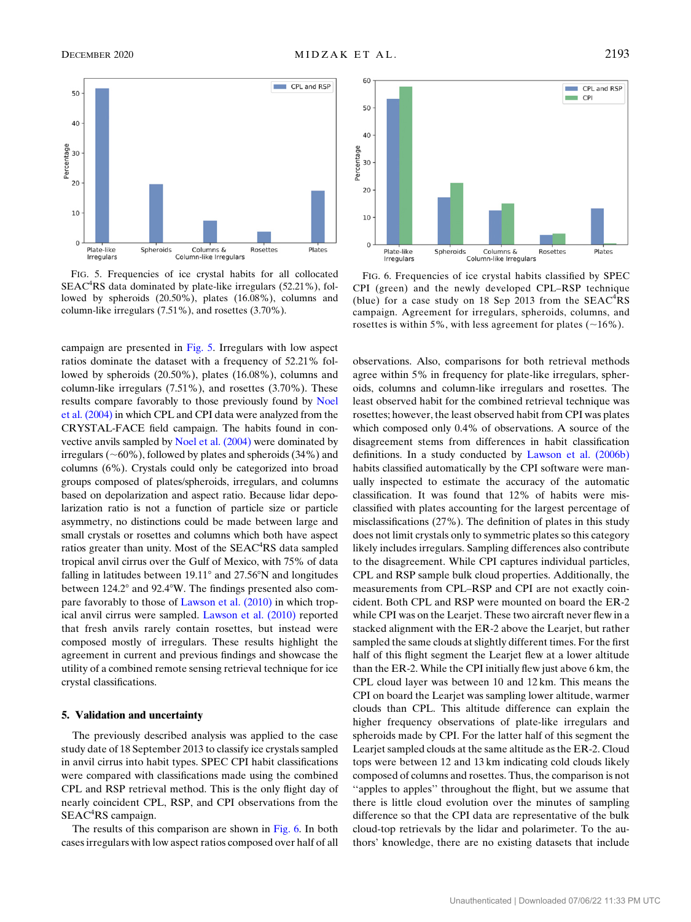Percentage

50

40

30

20

10

0

CPL and RSP

Plate-like Irregulars

Spheroids

Columns & Column-like Irregulars

Rosettes

Plates

FIG. 5. Frequencies of ice crystal habits for all collocated SEAC[4]RS data dominated by plate-like irregulars (52.21%), followed by spheroids (20.50%), plates (16.08%), columns and column-like irregulars (7.51%), and rosettes (3.70%).

Percentage

60

50

40

30

20

10

0

CPL and RSP

CPI

Plate-like Irregulars

Spheroids

Columns & Column-like Irregulars

Rosettes

Plates

FIG. 6. Frequencies of ice crystal habits classified by SPEC CPI (green) and the newly developed CPL–RSP technique (blue) for a case study on 18 Sep 2013 from the SEAC[4]RS campaign. Agreement for irregulars, spheroids, columns, and rosettes is within 5%, with less agreement for plates (~16%).

campaign are presented in Fig. 5. Irregulars with low aspect ratios dominate the dataset with a frequency of 52.21% followed by spheroids (20.50%), plates (16.08%), columns and column-like irregulars (7.51%), and rosettes (3.70%). These results compare favorably to those previously found by Noel et al. (2004) in which CPL and CPI data were analyzed from the CRYSTAL-FACE field campaign. The habits found in convective anvils sampled by Noel et al. (2004) were dominated by irregulars (~60%), followed by plates and spheroids (34%) and columns (6%). Crystals could only be categorized into broad groups composed of plates/spheroids, irregulars, and columns based on depolarization and aspect ratio. Because lidar depolarization ratio is not a function of particle size or particle asymmetry, no distinctions could be made between large and small crystals or rosettes and columns which both have aspect ratios greater than unity. Most of the SEAC[4]RS data sampled tropical anvil cirrus over the Gulf of Mexico, with 75% of data falling in latitudes between 19.11° and 27.56°N and longitudes between 124.2° and 92.4°W. The findings presented also compare favorably to those of Lawson et al. (2010) in which tropical anvil cirrus were sampled. Lawson et al. (2010) reported that fresh anvils rarely contain rosettes, but instead were composed mostly of irregulars. These results highlight the agreement in current and previous findings and showcase the utility of a combined remote sensing retrieval technique for ice crystal classifications.

## 5. Validation and uncertainty

The previously described analysis was applied to the case study date of 18 September 2013 to classify ice crystals sampled in anvil cirrus into habit types. SPEC CPI habit classifications were compared with classifications made using the combined CPL and RSP retrieval method. This is the only flight day of nearly coincident CPL, RSP, and CPI observations from the SEAC[4]RS campaign.

The results of this comparison are shown in Fig. 6. In both cases irregulars with low aspect ratios composed over half of all observations. Also, comparisons for both retrieval methods agree within 5% in frequency for plate-like irregulars, spheroids, columns and column-like irregulars and rosettes. The least observed habit for the combined retrieval technique was rosettes; however, the least observed habit from CPI was plates which composed only 0.4% of observations. A source of the disagreement stems from differences in habit classification definitions. In a study conducted by Lawson et al. (2006b) habits classified automatically by the CPI software were manually inspected to estimate the accuracy of the automatic classification. It was found that 12% of habits were misclassified with plates accounting for the largest percentage of misclassifications (27%). The definition of plates in this study does not limit crystals only to symmetric plates so this category likely includes irregulars. Sampling differences also contribute to the disagreement. While CPI captures individual particles, CPL and RSP sample bulk cloud properties. Additionally, the measurements from CPL–RSP and CPI are not exactly coincident. Both CPL and RSP were mounted on board the ER-2 while CPI was on the Learjet. These two aircraft never flew in a stacked alignment with the ER-2 above the Learjet, but rather sampled the same clouds at slightly different times. For the first half of this flight segment the Learjet flew at a lower altitude than the ER-2. While the CPI initially flew just above 6 km, the CPL cloud layer was between 10 and 12 km. This means the CPI on board the Learjet was sampling lower altitude, warmer clouds than CPL. This altitude difference can explain the higher frequency observations of plate-like irregulars and spheroids made by CPI. For the latter half of this segment the Learjet sampled clouds at the same altitude as the ER-2. Cloud tops were between 12 and 13 km indicating cold clouds likely composed of columns and rosettes. Thus, the comparison is not "apples to apples" throughout the flight, but we assume that there is little cloud evolution over the minutes of sampling difference so that the CPI data are representative of the bulk cloud-top retrievals by the lidar and polarimeter. To the authors' knowledge, there are no existing datasets that include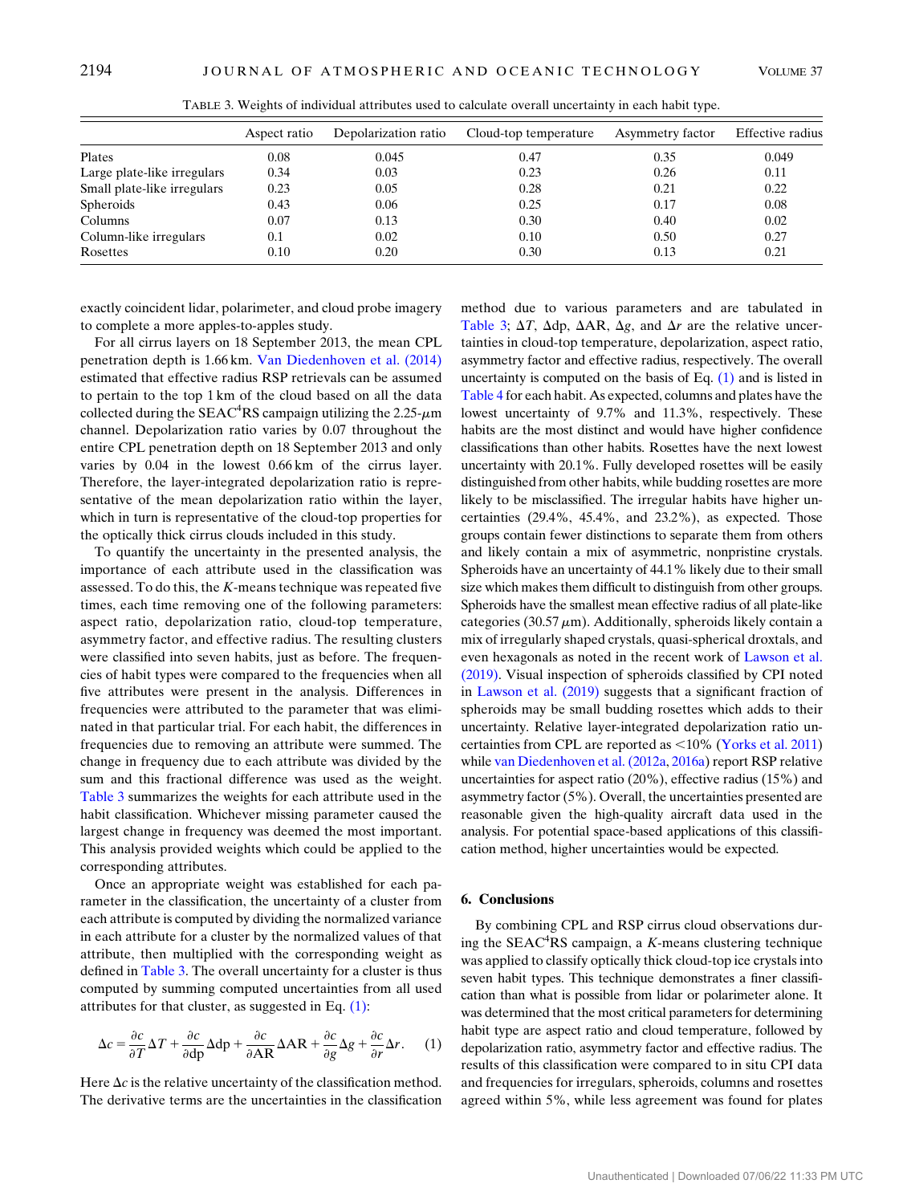TABLE 3. Weights of individual attributes used to calculate overall uncertainty in each habit type.

| | Aspect ratio | Depolarization ratio | Cloud-top temperature | Asymmetry factor | Effective radius |
|---|---|---|---|---|---|
| Plates | 0.08 | 0.045 | 0.47 | 0.35 | 0.049 |
| Large plate-like irregulars | 0.34 | 0.03 | 0.23 | 0.26 | 0.11 |
| Small plate-like irregulars | 0.23 | 0.05 | 0.28 | 0.21 | 0.22 |
| Spheroids | 0.43 | 0.06 | 0.25 | 0.17 | 0.08 |
| Columns | 0.07 | 0.13 | 0.30 | 0.40 | 0.02 |
| Column-like irregulars | 0.1 | 0.02 | 0.10 | 0.50 | 0.27 |
| Rosettes | 0.10 | 0.20 | 0.30 | 0.13 | 0.21 |

exactly coincident lidar, polarimeter, and cloud probe imagery to complete a more apples-to-apples study.

For all cirrus layers on 18 September 2013, the mean CPL penetration depth is 1.66 km. Van Diedenhoven et al. (2014) estimated that effective radius RSP retrievals can be assumed to pertain to the top 1 km of the cloud based on all the data collected during the SEAC[4]RS campaign utilizing the 2.25-$\mu$m channel. Depolarization ratio varies by 0.07 throughout the entire CPL penetration depth on 18 September 2013 and only varies by 0.04 in the lowest 0.66 km of the cirrus layer. Therefore, the layer-integrated depolarization ratio is representative of the mean depolarization ratio within the layer, which in turn is representative of the cloud-top properties for the optically thick cirrus clouds included in this study.

To quantify the uncertainty in the presented analysis, the importance of each attribute used in the classification was assessed. To do this, the *K*-means technique was repeated five times, each time removing one of the following parameters: aspect ratio, depolarization ratio, cloud-top temperature, asymmetry factor, and effective radius. The resulting clusters were classified into seven habits, just as before. The frequencies of habit types were compared to the frequencies when all five attributes were present in the analysis. Differences in frequencies were attributed to the parameter that was eliminated in that particular trial. For each habit, the differences in frequencies due to removing an attribute were summed. The change in frequency due to each attribute was divided by the sum and this fractional difference was used as the weight. Table 3 summarizes the weights for each attribute used in the habit classification. Whichever missing parameter caused the largest change in frequency was deemed the most important. This analysis provided weights which could be applied to the corresponding attributes.

Once an appropriate weight was established for each parameter in the classification, the uncertainty of a cluster from each attribute is computed by dividing the normalized variance in each attribute for a cluster by the normalized values of that attribute, then multiplied with the corresponding weight as defined in Table 3. The overall uncertainty for a cluster is thus computed by summing computed uncertainties from all used attributes for that cluster, as suggested in Eq. (1):

$$\Delta c = \frac{\partial c}{\partial T}\Delta T + \frac{\partial c}{\partial \text{dp}}\Delta \text{dp} + \frac{\partial c}{\partial \text{AR}}\Delta \text{AR} + \frac{\partial c}{\partial g}\Delta g + \frac{\partial c}{\partial r}\Delta r. \quad (1)$$

Here $\Delta c$ is the relative uncertainty of the classification method. The derivative terms are the uncertainties in the classification method due to various parameters and are tabulated in Table 3; $\Delta T$, $\Delta$dp, $\Delta$AR, $\Delta g$, and $\Delta r$ are the relative uncertainties in cloud-top temperature, depolarization, aspect ratio, asymmetry factor and effective radius, respectively. The overall uncertainty is computed on the basis of Eq. (1) and is listed in Table 4 for each habit. As expected, columns and plates have the lowest uncertainty of 9.7% and 11.3%, respectively. These habits are the most distinct and would have higher confidence classifications than other habits. Rosettes have the next lowest uncertainty with 20.1%. Fully developed rosettes will be easily distinguished from other habits, while budding rosettes are more likely to be misclassified. The irregular habits have higher uncertainties (29.4%, 45.4%, and 23.2%), as expected. Those groups contain fewer distinctions to separate them from others and likely contain a mix of asymmetric, nonpristine crystals. Spheroids have an uncertainty of 44.1% likely due to their small size which makes them difficult to distinguish from other groups. Spheroids have the smallest mean effective radius of all plate-like categories (30.57 $\mu$m). Additionally, spheroids likely contain a mix of irregularly shaped crystals, quasi-spherical droxtals, and even hexagonals as noted in the recent work of Lawson et al. (2019). Visual inspection of spheroids classified by CPI noted in Lawson et al. (2019) suggests that a significant fraction of spheroids may be small budding rosettes which adds to their uncertainty. Relative layer-integrated depolarization ratio uncertainties from CPL are reported as <10% (Yorks et al. 2011) while van Diedenhoven et al. (2012a, 2016a) report RSP relative uncertainties for aspect ratio (20%), effective radius (15%) and asymmetry factor (5%). Overall, the uncertainties presented are reasonable given the high-quality aircraft data used in the analysis. For potential space-based applications of this classification method, higher uncertainties would be expected.

## 6. Conclusions

By combining CPL and RSP cirrus cloud observations during the SEAC[4]RS campaign, a *K*-means clustering technique was applied to classify optically thick cloud-top ice crystals into seven habit types. This technique demonstrates a finer classification than what is possible from lidar or polarimeter alone. It was determined that the most critical parameters for determining habit type are aspect ratio and cloud temperature, followed by depolarization ratio, asymmetry factor and effective radius. The results of this classification were compared to in situ CPI data and frequencies for irregulars, spheroids, columns and rosettes agreed within 5%, while less agreement was found for plates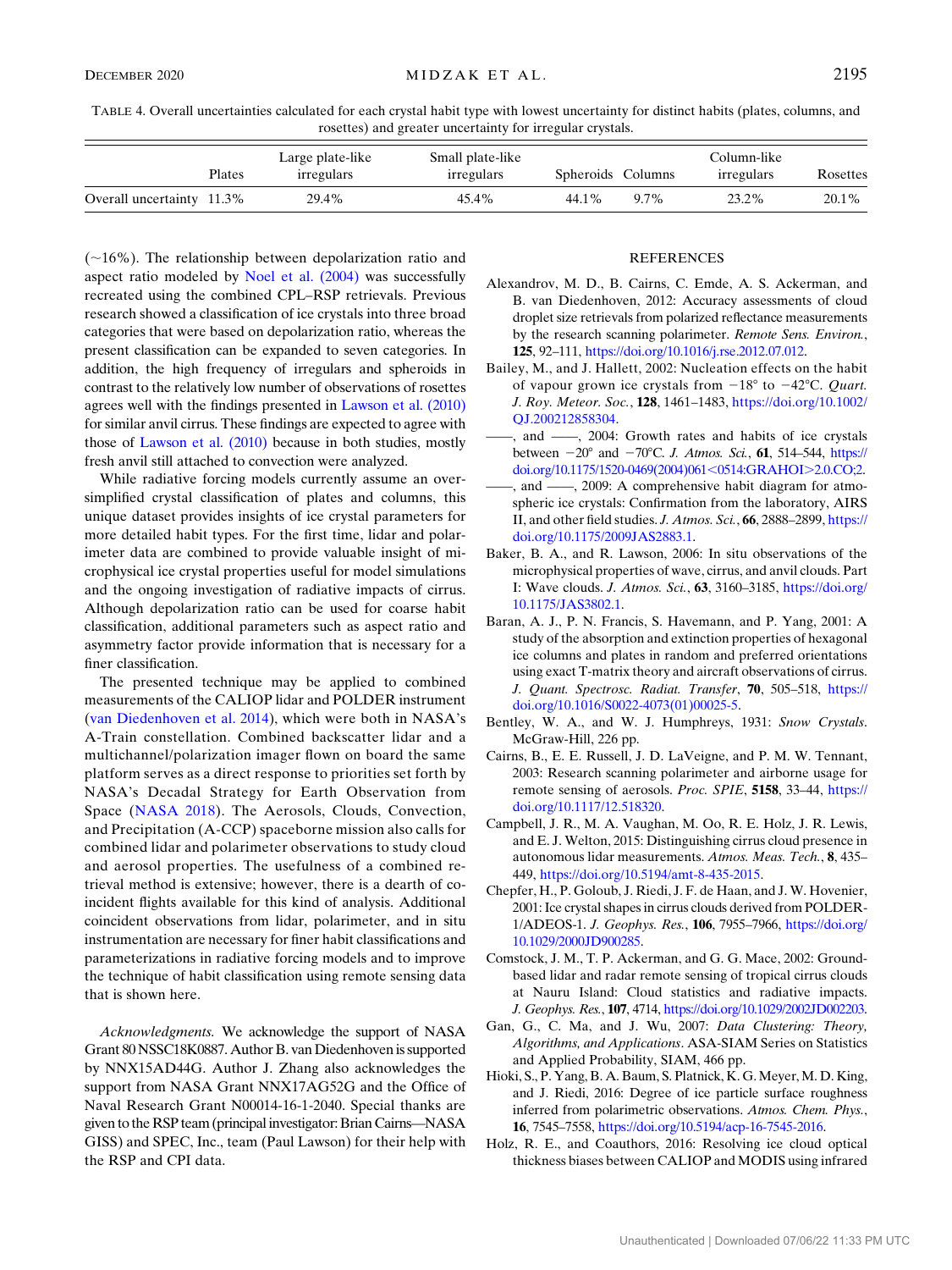TABLE 4. Overall uncertainties calculated for each crystal habit type with lowest uncertainty for distinct habits (plates, columns, and rosettes) and greater uncertainty for irregular crystals.

| | Plates | Large plate-like irregulars | Small plate-like irregulars | Spheroids | Columns | Column-like irregulars | Rosettes |
|---|---|---|---|---|---|---|---|
| Overall uncertainty | 11.3% | 29.4% | 45.4% | 44.1% | 9.7% | 23.2% | 20.1% |

(~16%). The relationship between depolarization ratio and aspect ratio modeled by Noel et al. (2004) was successfully recreated using the combined CPL–RSP retrievals. Previous research showed a classification of ice crystals into three broad categories that were based on depolarization ratio, whereas the present classification can be expanded to seven categories. In addition, the high frequency of irregulars and spheroids in contrast to the relatively low number of observations of rosettes agrees well with the findings presented in Lawson et al. (2010) for similar anvil cirrus. These findings are expected to agree with those of Lawson et al. (2010) because in both studies, mostly fresh anvil still attached to convection were analyzed.

While radiative forcing models currently assume an oversimplified crystal classification of plates and columns, this unique dataset provides insights of ice crystal parameters for more detailed habit types. For the first time, lidar and polarimeter data are combined to provide valuable insight of microphysical ice crystal properties useful for model simulations and the ongoing investigation of radiative impacts of cirrus. Although depolarization ratio can be used for coarse habit classification, additional parameters such as aspect ratio and asymmetry factor provide information that is necessary for a finer classification.

The presented technique may be applied to combined measurements of the CALIOP lidar and POLDER instrument (van Diedenhoven et al. 2014), which were both in NASA's A-Train constellation. Combined backscatter lidar and a multichannel/polarization imager flown on board the same platform serves as a direct response to priorities set forth by NASA's Decadal Strategy for Earth Observation from Space (NASA 2018). The Aerosols, Clouds, Convection, and Precipitation (A-CCP) spaceborne mission also calls for combined lidar and polarimeter observations to study cloud and aerosol properties. The usefulness of a combined retrieval method is extensive; however, there is a dearth of coincident flights available for this kind of analysis. Additional coincident observations from lidar, polarimeter, and in situ instrumentation are necessary for finer habit classifications and parameterizations in radiative forcing models and to improve the technique of habit classification using remote sensing data that is shown here.

*Acknowledgments.* We acknowledge the support of NASA Grant 80 NSSC18K0887. Author B. van Diedenhoven is supported by NNX15AD44G. Author J. Zhang also acknowledges the support from NASA Grant NNX17AG52G and the Office of Naval Research Grant N00014-16-1-2040. Special thanks are given to the RSP team (principal investigator: Brian Cairns—NASA GISS) and SPEC, Inc., team (Paul Lawson) for their help with the RSP and CPI data.

## REFERENCES

Alexandrov, M. D., B. Cairns, C. Emde, A. S. Ackerman, and B. van Diedenhoven, 2012: Accuracy assessments of cloud droplet size retrievals from polarized reflectance measurements by the research scanning polarimeter. *Remote Sens. Environ.*, **125**, 92–111, https://doi.org/10.1016/j.rse.2012.07.012.

Bailey, M., and J. Hallett, 2002: Nucleation effects on the habit of vapour grown ice crystals from −18° to −42°C. *Quart. J. Roy. Meteor. Soc.*, **128**, 1461–1483, https://doi.org/10.1002/QJ.200212858304.

——, and ——, 2004: Growth rates and habits of ice crystals between −20° and −70°C. *J. Atmos. Sci.*, **61**, 514–544, https://doi.org/10.1175/1520-0469(2004)061<0514:GRAHOI>2.0.CO;2.

——, and ——, 2009: A comprehensive habit diagram for atmospheric ice crystals: Confirmation from the laboratory, AIRS II, and other field studies. *J. Atmos. Sci.*, **66**, 2888–2899, https://doi.org/10.1175/2009JAS2883.1.

Baker, B. A., and R. Lawson, 2006: In situ observations of the microphysical properties of wave, cirrus, and anvil clouds. Part I: Wave clouds. *J. Atmos. Sci.*, **63**, 3160–3185, https://doi.org/10.1175/JAS3802.1.

Baran, A. J., P. N. Francis, S. Havemann, and P. Yang, 2001: A study of the absorption and extinction properties of hexagonal ice columns and plates in random and preferred orientations using exact T-matrix theory and aircraft observations of cirrus. *J. Quant. Spectrosc. Radiat. Transfer*, **70**, 505–518, https://doi.org/10.1016/S0022-4073(01)00025-5.

Bentley, W. A., and W. J. Humphreys, 1931: *Snow Crystals*. McGraw-Hill, 226 pp.

Cairns, B., E. E. Russell, J. D. LaVeigne, and P. M. W. Tennant, 2003: Research scanning polarimeter and airborne usage for remote sensing of aerosols. *Proc. SPIE*, **5158**, 33–44, https://doi.org/10.1117/12.518320.

Campbell, J. R., M. A. Vaughan, M. Oo, R. E. Holz, J. R. Lewis, and E. J. Welton, 2015: Distinguishing cirrus cloud presence in autonomous lidar measurements. *Atmos. Meas. Tech.*, **8**, 435–449, https://doi.org/10.5194/amt-8-435-2015.

Chepfer, H., P. Goloub, J. Riedi, J. F. de Haan, and J. W. Hovenier, 2001: Ice crystal shapes in cirrus clouds derived from POLDER-1/ADEOS-1. *J. Geophys. Res.*, **106**, 7955–7966, https://doi.org/10.1029/2000JD900285.

Comstock, J. M., T. P. Ackerman, and G. G. Mace, 2002: Ground-based lidar and radar remote sensing of tropical cirrus clouds at Nauru Island: Cloud statistics and radiative impacts. *J. Geophys. Res.*, **107**, 4714, https://doi.org/10.1029/2002JD002203.

Gan, G., C. Ma, and J. Wu, 2007: *Data Clustering: Theory, Algorithms, and Applications*. ASA-SIAM Series on Statistics and Applied Probability, SIAM, 466 pp.

Hioki, S., P. Yang, B. A. Baum, S. Platnick, K. G. Meyer, M. D. King, and J. Riedi, 2016: Degree of ice particle surface roughness inferred from polarimetric observations. *Atmos. Chem. Phys.*, **16**, 7545–7558, https://doi.org/10.5194/acp-16-7545-2016.

Holz, R. E., and Coauthors, 2016: Resolving ice cloud optical thickness biases between CALIOP and MODIS using infrared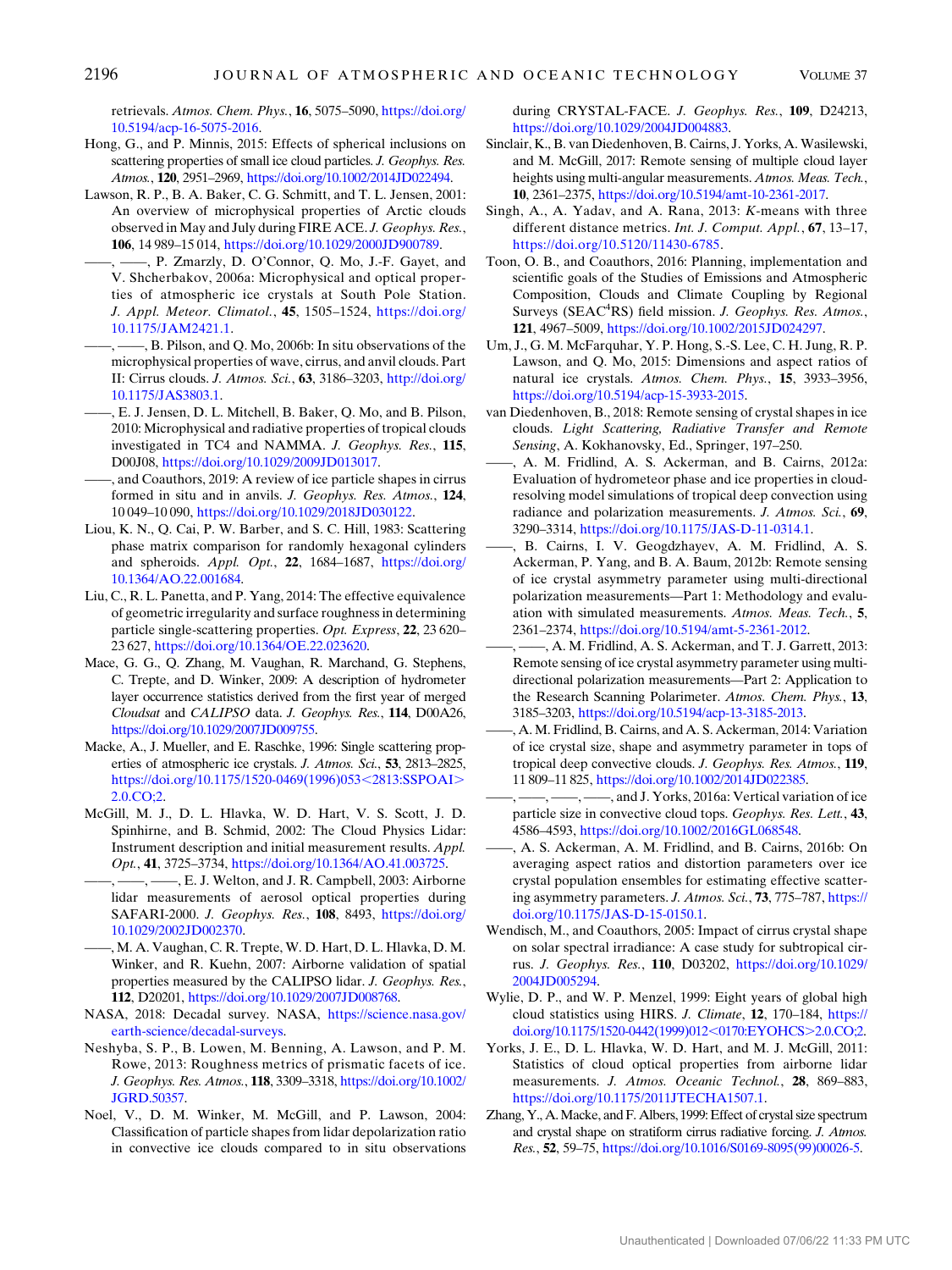retrievals. *Atmos. Chem. Phys.*, **16**, 5075–5090, https://doi.org/10.5194/acp-16-5075-2016.

Hong, G., and P. Minnis, 2015: Effects of spherical inclusions on scattering properties of small ice cloud particles. *J. Geophys. Res. Atmos.*, **120**, 2951–2969, https://doi.org/10.1002/2014JD022494.

Lawson, R. P., B. A. Baker, C. G. Schmitt, and T. L. Jensen, 2001: An overview of microphysical properties of Arctic clouds observed in May and July during FIRE ACE. *J. Geophys. Res.*, **106**, 14 989–15 014, https://doi.org/10.1029/2000JD900789.

——, ——, P. Zmarzly, D. O'Connor, Q. Mo, J.-F. Gayet, and V. Shcherbakov, 2006a: Microphysical and optical properties of atmospheric ice crystals at South Pole Station. *J. Appl. Meteor. Climatol.*, **45**, 1505–1524, https://doi.org/10.1175/JAM2421.1.

——, ——, B. Pilson, and Q. Mo, 2006b: In situ observations of the microphysical properties of wave, cirrus, and anvil clouds. Part II: Cirrus clouds. *J. Atmos. Sci.*, **63**, 3186–3203, http://doi.org/10.1175/JAS3803.1.

——, E. J. Jensen, D. L. Mitchell, B. Baker, Q. Mo, and B. Pilson, 2010: Microphysical and radiative properties of tropical clouds investigated in TC4 and NAMMA. *J. Geophys. Res.*, **115**, D00J08, https://doi.org/10.1029/2009JD013017.

——, and Coauthors, 2019: A review of ice particle shapes in cirrus formed in situ and in anvils. *J. Geophys. Res. Atmos.*, **124**, 10 049–10 090, https://doi.org/10.1029/2018JD030122.

Liou, K. N., Q. Cai, P. W. Barber, and S. C. Hill, 1983: Scattering phase matrix comparison for randomly hexagonal cylinders and spheroids. *Appl. Opt.*, **22**, 1684–1687, https://doi.org/10.1364/AO.22.001684.

Liu, C., R. L. Panetta, and P. Yang, 2014: The effective equivalence of geometric irregularity and surface roughness in determining particle single-scattering properties. *Opt. Express*, **22**, 23 620–23 627, https://doi.org/10.1364/OE.22.023620.

Mace, G. G., Q. Zhang, M. Vaughan, R. Marchand, G. Stephens, C. Trepte, and D. Winker, 2009: A description of hydrometer layer occurrence statistics derived from the first year of merged *Cloudsat* and *CALIPSO* data. *J. Geophys. Res.*, **114**, D00A26, https://doi.org/10.1029/2007JD009755.

Macke, A., J. Mueller, and E. Raschke, 1996: Single scattering properties of atmospheric ice crystals. *J. Atmos. Sci.*, **53**, 2813–2825, https://doi.org/10.1175/1520-0469(1996)053<2813:SSPOAI>2.0.CO;2.

McGill, M. J., D. L. Hlavka, W. D. Hart, V. S. Scott, J. D. Spinhirne, and B. Schmid, 2002: The Cloud Physics Lidar: Instrument description and initial measurement results. *Appl. Opt.*, **41**, 3725–3734, https://doi.org/10.1364/AO.41.003725.

——, ——, ——, E. J. Welton, and J. R. Campbell, 2003: Airborne lidar measurements of aerosol optical properties during SAFARI-2000. *J. Geophys. Res.*, **108**, 8493, https://doi.org/10.1029/2002JD002370.

——, M. A. Vaughan, C. R. Trepte, W. D. Hart, D. L. Hlavka, D. M. Winker, and R. Kuehn, 2007: Airborne validation of spatial properties measured by the CALIPSO lidar. *J. Geophys. Res.*, **112**, D20201, https://doi.org/10.1029/2007JD008768.

NASA, 2018: Decadal survey. NASA, https://science.nasa.gov/earth-science/decadal-surveys.

Neshyba, S. P., B. Lowen, M. Benning, A. Lawson, and P. M. Rowe, 2013: Roughness metrics of prismatic facets of ice. *J. Geophys. Res. Atmos.*, **118**, 3309–3318, https://doi.org/10.1002/JGRD.50357.

Noel, V., D. M. Winker, M. McGill, and P. Lawson, 2004: Classification of particle shapes from lidar depolarization ratio in convective ice clouds compared to in situ observations during CRYSTAL-FACE. *J. Geophys. Res.*, **109**, D24213, https://doi.org/10.1029/2004JD004883.

Sinclair, K., B. van Diedenhoven, B. Cairns, J. Yorks, A. Wasilewski, and M. McGill, 2017: Remote sensing of multiple cloud layer heights using multi-angular measurements. *Atmos. Meas. Tech.*, **10**, 2361–2375, https://doi.org/10.5194/amt-10-2361-2017.

Singh, A., A. Yadav, and A. Rana, 2013: *K*-means with three different distance metrics. *Int. J. Comput. Appl.*, **67**, 13–17, https://doi.org/10.5120/11430-6785.

Toon, O. B., and Coauthors, 2016: Planning, implementation and scientific goals of the Studies of Emissions and Atmospheric Composition, Clouds and Climate Coupling by Regional Surveys (SEAC[4]RS) field mission. *J. Geophys. Res. Atmos.*, **121**, 4967–5009, https://doi.org/10.1002/2015JD024297.

Um, J., G. M. McFarquhar, Y. P. Hong, S.-S. Lee, C. H. Jung, R. P. Lawson, and Q. Mo, 2015: Dimensions and aspect ratios of natural ice crystals. *Atmos. Chem. Phys.*, **15**, 3933–3956, https://doi.org/10.5194/acp-15-3933-2015.

van Diedenhoven, B., 2018: Remote sensing of crystal shapes in ice clouds. *Light Scattering, Radiative Transfer and Remote Sensing*, A. Kokhanovsky, Ed., Springer, 197–250.

——, A. M. Fridlind, A. S. Ackerman, and B. Cairns, 2012a: Evaluation of hydrometeor phase and ice properties in cloud-resolving model simulations of tropical deep convection using radiance and polarization measurements. *J. Atmos. Sci.*, **69**, 3290–3314, https://doi.org/10.1175/JAS-D-11-0314.1.

——, B. Cairns, I. V. Geogdzhayev, A. M. Fridlind, A. S. Ackerman, P. Yang, and B. A. Baum, 2012b: Remote sensing of ice crystal asymmetry parameter using multi-directional polarization measurements—Part 1: Methodology and evaluation with simulated measurements. *Atmos. Meas. Tech.*, **5**, 2361–2374, https://doi.org/10.5194/amt-5-2361-2012.

——, ——, A. M. Fridlind, A. S. Ackerman, and T. J. Garrett, 2013: Remote sensing of ice crystal asymmetry parameter using multi-directional polarization measurements—Part 2: Application to the Research Scanning Polarimeter. *Atmos. Chem. Phys.*, **13**, 3185–3203, https://doi.org/10.5194/acp-13-3185-2013.

——, A. M. Fridlind, B. Cairns, and A. S. Ackerman, 2014: Variation of ice crystal size, shape and asymmetry parameter in tops of tropical deep convective clouds. *J. Geophys. Res. Atmos.*, **119**, 11 809–11 825, https://doi.org/10.1002/2014JD022385.

——, ——, ——, ——, and J. Yorks, 2016a: Vertical variation of ice particle size in convective cloud tops. *Geophys. Res. Lett.*, **43**, 4586–4593, https://doi.org/10.1002/2016GL068548.

——, A. S. Ackerman, A. M. Fridlind, and B. Cairns, 2016b: On averaging aspect ratios and distortion parameters over ice crystal population ensembles for estimating effective scattering asymmetry parameters. *J. Atmos. Sci.*, **73**, 775–787, https://doi.org/10.1175/JAS-D-15-0150.1.

Wendisch, M., and Coauthors, 2005: Impact of cirrus crystal shape on solar spectral irradiance: A case study for subtropical cirrus. *J. Geophys. Res.*, **110**, D03202, https://doi.org/10.1029/2004JD005294.

Wylie, D. P., and W. P. Menzel, 1999: Eight years of global high cloud statistics using HIRS. *J. Climate*, **12**, 170–184, https://doi.org/10.1175/1520-0442(1999)012<0170:EYOHCS>2.0.CO;2.

Yorks, J. E., D. L. Hlavka, W. D. Hart, and M. J. McGill, 2011: Statistics of cloud optical properties from airborne lidar measurements. *J. Atmos. Oceanic Technol.*, **28**, 869–883, https://doi.org/10.1175/2011JTECHA1507.1.

Zhang, Y., A. Macke, and F. Albers, 1999: Effect of crystal size spectrum and crystal shape on stratiform cirrus radiative forcing. *J. Atmos. Res.*, **52**, 59–75, https://doi.org/10.1016/S0169-8095(99)00026-5.